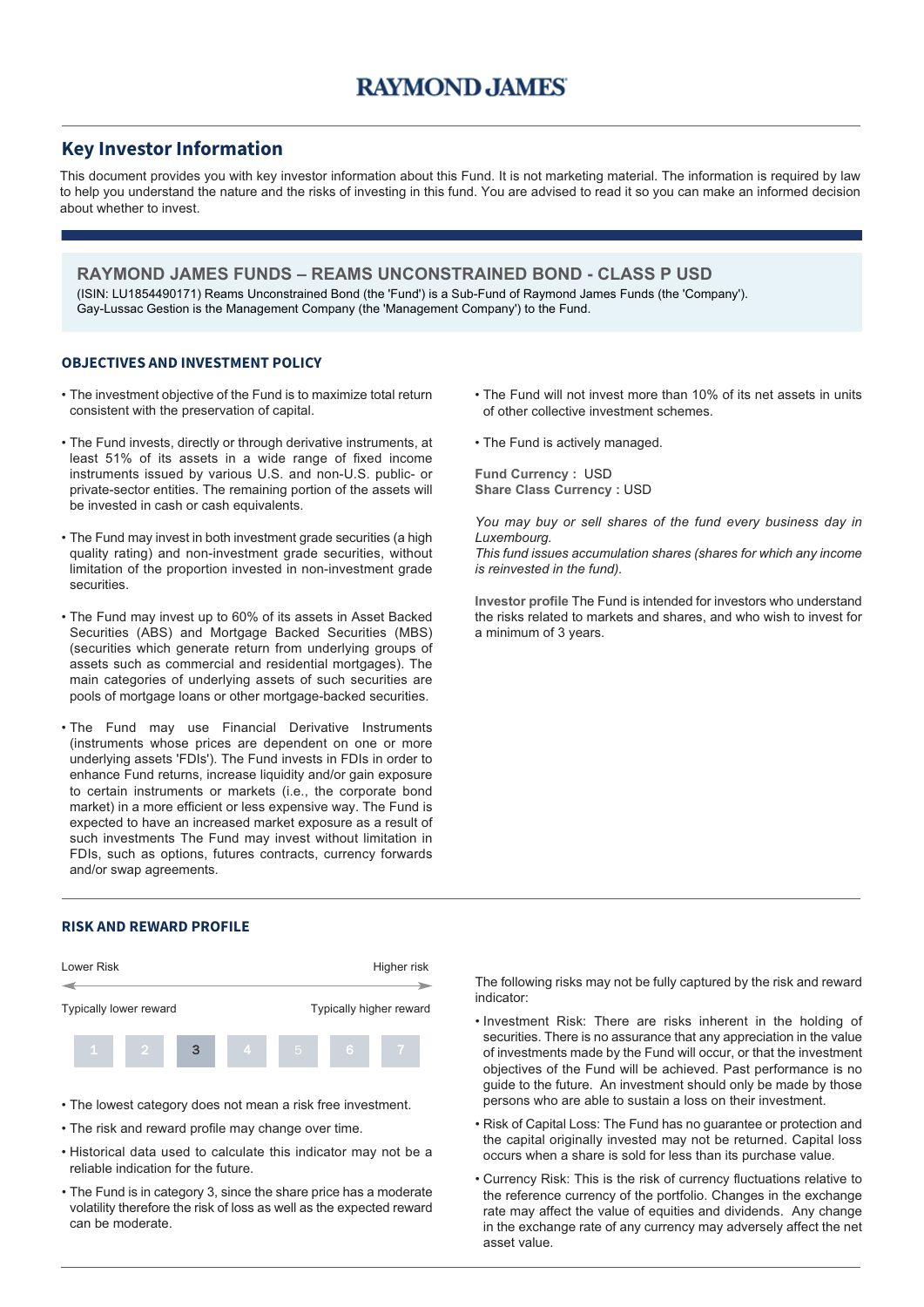RAYMOND JAMES

## Key Investor Information

This document provides you with key investor information about this Fund. It is not marketing material. The information is required by law to help you understand the nature and the risks of investing in this fund. You are advised to read it so you can make an informed decision about whether to invest.

### RAYMOND JAMES FUNDS – REAMS UNCONSTRAINED BOND - CLASS P USD

(ISIN: LU1854490171) Reams Unconstrained Bond (the 'Fund') is a Sub-Fund of Raymond James Funds (the 'Company').
Gay-Lussac Gestion is the Management Company (the 'Management Company') to the Fund.

### OBJECTIVES AND INVESTMENT POLICY

- The investment objective of the Fund is to maximize total return consistent with the preservation of capital.
- The Fund invests, directly or through derivative instruments, at least 51% of its assets in a wide range of fixed income instruments issued by various U.S. and non-U.S. public- or private-sector entities. The remaining portion of the assets will be invested in cash or cash equivalents.
- The Fund may invest in both investment grade securities (a high quality rating) and non-investment grade securities, without limitation of the proportion invested in non-investment grade securities.
- The Fund may invest up to 60% of its assets in Asset Backed Securities (ABS) and Mortgage Backed Securities (MBS) (securities which generate return from underlying groups of assets such as commercial and residential mortgages). The main categories of underlying assets of such securities are pools of mortgage loans or other mortgage-backed securities.
- The Fund may use Financial Derivative Instruments (instruments whose prices are dependent on one or more underlying assets 'FDIs'). The Fund invests in FDIs in order to enhance Fund returns, increase liquidity and/or gain exposure to certain instruments or markets (i.e., the corporate bond market) in a more efficient or less expensive way. The Fund is expected to have an increased market exposure as a result of such investments The Fund may invest without limitation in FDIs, such as options, futures contracts, currency forwards and/or swap agreements.
- The Fund will not invest more than 10% of its net assets in units of other collective investment schemes.
- The Fund is actively managed.

**Fund Currency :** USD
**Share Class Currency :** USD

*You may buy or sell shares of the fund every business day in Luxembourg.*
*This fund issues accumulation shares (shares for which any income is reinvested in the fund).*

**Investor profile** The Fund is intended for investors who understand the risks related to markets and shares, and who wish to invest for a minimum of 3 years.

### RISK AND REWARD PROFILE

Lower Risk — Higher risk

Typically lower reward — Typically higher reward

| 1 | 2 | **3** | 4 | 5 | 6 | 7 |
|---|---|---|---|---|---|---|

- The lowest category does not mean a risk free investment.
- The risk and reward profile may change over time.
- Historical data used to calculate this indicator may not be a reliable indication for the future.
- The Fund is in category 3, since the share price has a moderate volatility therefore the risk of loss as well as the expected reward can be moderate.

The following risks may not be fully captured by the risk and reward indicator:

- Investment Risk: There are risks inherent in the holding of securities. There is no assurance that any appreciation in the value of investments made by the Fund will occur, or that the investment objectives of the Fund will be achieved. Past performance is no guide to the future. An investment should only be made by those persons who are able to sustain a loss on their investment.
- Risk of Capital Loss: The Fund has no guarantee or protection and the capital originally invested may not be returned. Capital loss occurs when a share is sold for less than its purchase value.
- Currency Risk: This is the risk of currency fluctuations relative to the reference currency of the portfolio. Changes in the exchange rate may affect the value of equities and dividends. Any change in the exchange rate of any currency may adversely affect the net asset value.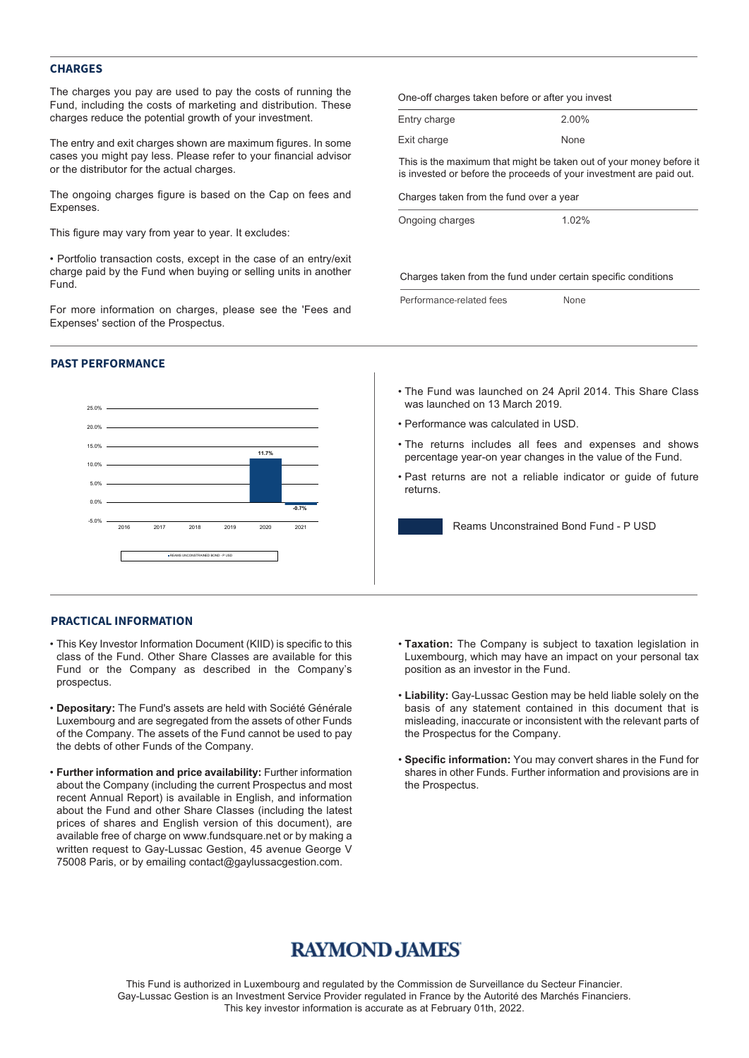## CHARGES

The charges you pay are used to pay the costs of running the Fund, including the costs of marketing and distribution. These charges reduce the potential growth of your investment.

The entry and exit charges shown are maximum figures. In some cases you might pay less. Please refer to your financial advisor or the distributor for the actual charges.

The ongoing charges figure is based on the Cap on fees and Expenses.

This figure may vary from year to year. It excludes:

- Portfolio transaction costs, except in the case of an entry/exit charge paid by the Fund when buying or selling units in another Fund.

For more information on charges, please see the 'Fees and Expenses' section of the Prospectus.

| One-off charges taken before or after you invest | |
|---|---|
| Entry charge | 2.00% |
| Exit charge | None |

This is the maximum that might be taken out of your money before it is invested or before the proceeds of your investment are paid out.

| Charges taken from the fund over a year | |
|---|---|
| Ongoing charges | 1.02% |

| Charges taken from the fund under certain specific conditions | |
|---|---|
| Performance-related fees | None |

## PAST PERFORMANCE

25.0%
20.0%
15.0%
10.0%
5.0%
0.0%
-5.0%
2016 2017 2018 2019 2020 2021
11.7%
-0.7%
REAMS UNCONSTRAINED BOND - P USD

- The Fund was launched on 24 April 2014. This Share Class was launched on 13 March 2019.
- Performance was calculated in USD.
- The returns includes all fees and expenses and shows percentage year-on year changes in the value of the Fund.
- Past returns are not a reliable indicator or guide of future returns.

Reams Unconstrained Bond Fund - P USD

## PRACTICAL INFORMATION

- This Key Investor Information Document (KIID) is specific to this class of the Fund. Other Share Classes are available for this Fund or the Company as described in the Company's prospectus.
- **Depositary:** The Fund's assets are held with Société Générale Luxembourg and are segregated from the assets of other Funds of the Company. The assets of the Fund cannot be used to pay the debts of other Funds of the Company.
- **Further information and price availability:** Further information about the Company (including the current Prospectus and most recent Annual Report) is available in English, and information about the Fund and other Share Classes (including the latest prices of shares and English version of this document), are available free of charge on www.fundsquare.net or by making a written request to Gay-Lussac Gestion, 45 avenue George V 75008 Paris, or by emailing contact@gaylussacgestion.com.
- **Taxation:** The Company is subject to taxation legislation in Luxembourg, which may have an impact on your personal tax position as an investor in the Fund.
- **Liability:** Gay-Lussac Gestion may be held liable solely on the basis of any statement contained in this document that is misleading, inaccurate or inconsistent with the relevant parts of the Prospectus for the Company.
- **Specific information:** You may convert shares in the Fund for shares in other Funds. Further information and provisions are in the Prospectus.

**RAYMOND JAMES**

This Fund is authorized in Luxembourg and regulated by the Commission de Surveillance du Secteur Financier.
Gay-Lussac Gestion is an Investment Service Provider regulated in France by the Autorité des Marchés Financiers.
This key investor information is accurate as at February 01th, 2022.